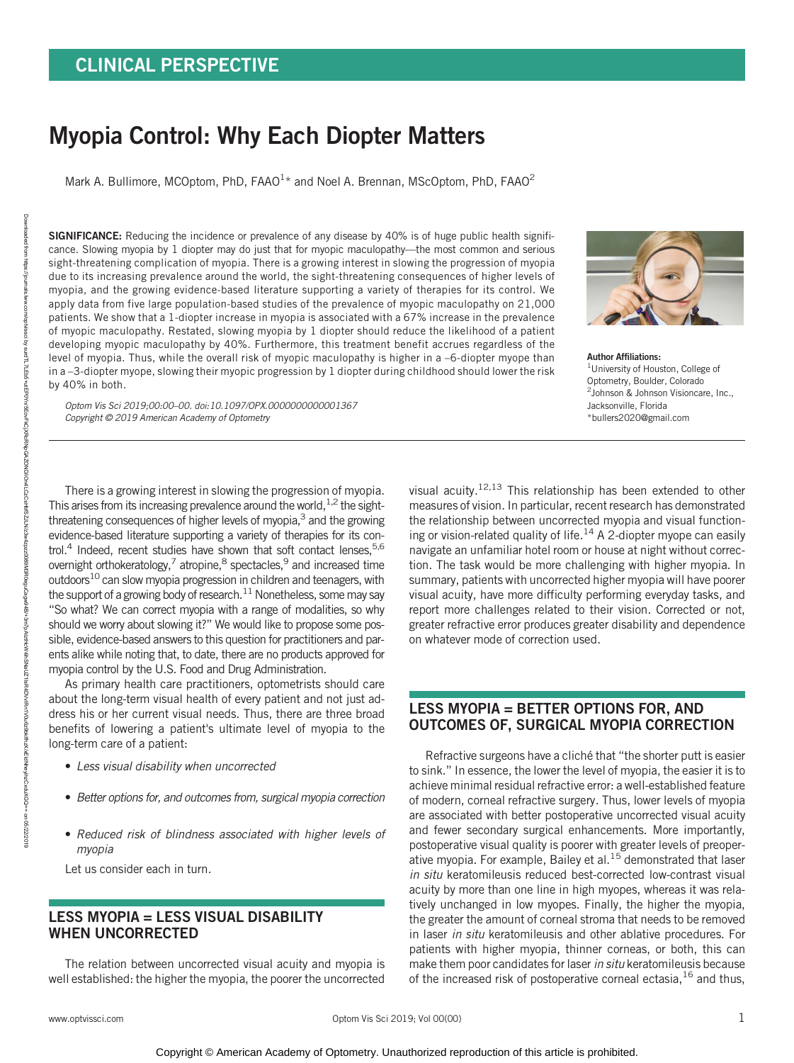## CLINICAL PERSPECTIVE

# Myopia Control: Why Each Diopter Matters

Mark A. Bullimore, MCOptom, PhD, FAAO[1]* and Noel A. Brennan, MScOptom, PhD, FAAO[2]

**SIGNIFICANCE:** Reducing the incidence or prevalence of any disease by 40% is of huge public health significance. Slowing myopia by 1 diopter may do just that for myopic maculopathy—the most common and serious sight-threatening complication of myopia. There is a growing interest in slowing the progression of myopia due to its increasing prevalence around the world, the sight-threatening consequences of higher levels of myopia, and the growing evidence-based literature supporting a variety of therapies for its control. We apply data from five large population-based studies of the prevalence of myopic maculopathy on 21,000 patients. We show that a 1-diopter increase in myopia is associated with a 67% increase in the prevalence of myopic maculopathy. Restated, slowing myopia by 1 diopter should reduce the likelihood of a patient developing myopic maculopathy by 40%. Furthermore, this treatment benefit accrues regardless of the level of myopia. Thus, while the overall risk of myopic maculopathy is higher in a –6-diopter myope than in a –3-diopter myope, slowing their myopic progression by 1 diopter during childhood should lower the risk by 40% in both.

*Optom Vis Sci 2019;00:00–00. doi:10.1097/OPX.0000000000001367*
*Copyright © 2019 American Academy of Optometry*

**Author Affiliations:**
[1]University of Houston, College of Optometry, Boulder, Colorado
[2]Johnson & Johnson Visioncare, Inc., Jacksonville, Florida
*bullers2020@gmail.com

There is a growing interest in slowing the progression of myopia. This arises from its increasing prevalence around the world,[1,2] the sight-threatening consequences of higher levels of myopia,[3] and the growing evidence-based literature supporting a variety of therapies for its control.[4] Indeed, recent studies have shown that soft contact lenses,[5,6] overnight orthokeratology,[7] atropine,[8] spectacles,[9] and increased time outdoors[10] can slow myopia progression in children and teenagers, with the support of a growing body of research.[11] Nonetheless, some may say "So what? We can correct myopia with a range of modalities, so why should we worry about slowing it?" We would like to propose some possible, evidence-based answers to this question for practitioners and parents alike while noting that, to date, there are no products approved for myopia control by the U.S. Food and Drug Administration.

As primary health care practitioners, optometrists should care about the long-term visual health of every patient and not just address his or her current visual needs. Thus, there are three broad benefits of lowering a patient's ultimate level of myopia to the long-term care of a patient:

- *Less visual disability when uncorrected*
- *Better options for, and outcomes from, surgical myopia correction*
- *Reduced risk of blindness associated with higher levels of myopia*

Let us consider each in turn.

## LESS MYOPIA = LESS VISUAL DISABILITY WHEN UNCORRECTED

The relation between uncorrected visual acuity and myopia is well established: the higher the myopia, the poorer the uncorrected visual acuity.[12,13] This relationship has been extended to other measures of vision. In particular, recent research has demonstrated the relationship between uncorrected myopia and visual functioning or vision-related quality of life.[14] A 2-diopter myope can easily navigate an unfamiliar hotel room or house at night without correction. The task would be more challenging with higher myopia. In summary, patients with uncorrected higher myopia will have poorer visual acuity, have more difficulty performing everyday tasks, and report more challenges related to their vision. Corrected or not, greater refractive error produces greater disability and dependence on whatever mode of correction used.

## LESS MYOPIA = BETTER OPTIONS FOR, AND OUTCOMES OF, SURGICAL MYOPIA CORRECTION

Refractive surgeons have a cliché that "the shorter putt is easier to sink." In essence, the lower the level of myopia, the easier it is to achieve minimal residual refractive error: a well-established feature of modern, corneal refractive surgery. Thus, lower levels of myopia are associated with better postoperative uncorrected visual acuity and fewer secondary surgical enhancements. More importantly, postoperative visual quality is poorer with greater levels of preoperative myopia. For example, Bailey et al.[15] demonstrated that laser *in situ* keratomileusis reduced best-corrected low-contrast visual acuity by more than one line in high myopes, whereas it was relatively unchanged in low myopes. Finally, the higher the myopia, the greater the amount of corneal stroma that needs to be removed in laser *in situ* keratomileusis and other ablative procedures. For patients with higher myopia, thinner corneas, or both, this can make them poor candidates for laser *in situ* keratomileusis because of the increased risk of postoperative corneal ectasia,[16] and thus,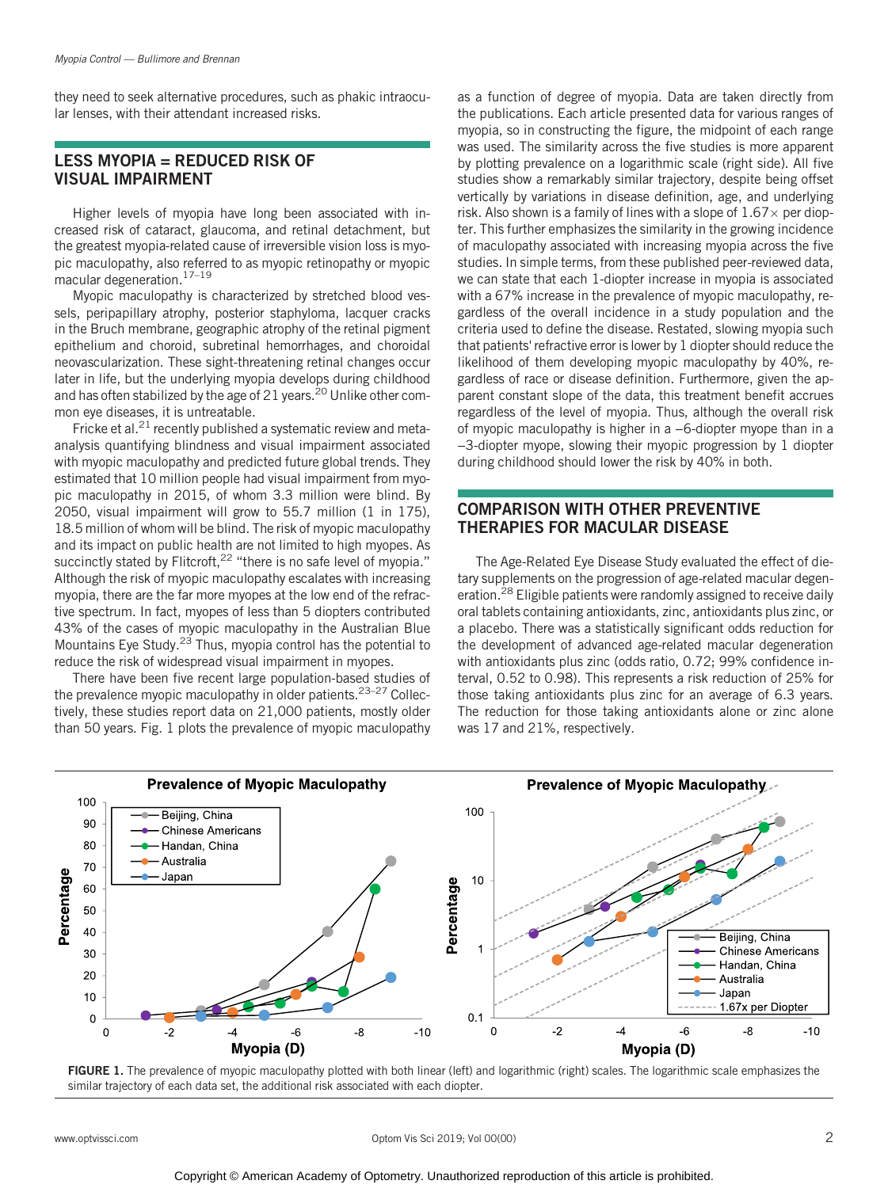they need to seek alternative procedures, such as phakic intraocular lenses, with their attendant increased risks.

## LESS MYOPIA = REDUCED RISK OF VISUAL IMPAIRMENT

Higher levels of myopia have long been associated with increased risk of cataract, glaucoma, and retinal detachment, but the greatest myopia-related cause of irreversible vision loss is myopic maculopathy, also referred to as myopic retinopathy or myopic macular degeneration.[17–19]

Myopic maculopathy is characterized by stretched blood vessels, peripapillary atrophy, posterior staphyloma, lacquer cracks in the Bruch membrane, geographic atrophy of the retinal pigment epithelium and choroid, subretinal hemorrhages, and choroidal neovascularization. These sight-threatening retinal changes occur later in life, but the underlying myopia develops during childhood and has often stabilized by the age of 21 years.[20] Unlike other common eye diseases, it is untreatable.

Fricke et al.[21] recently published a systematic review and meta-analysis quantifying blindness and visual impairment associated with myopic maculopathy and predicted future global trends. They estimated that 10 million people had visual impairment from myopic maculopathy in 2015, of whom 3.3 million were blind. By 2050, visual impairment will grow to 55.7 million (1 in 175), 18.5 million of whom will be blind. The risk of myopic maculopathy and its impact on public health are not limited to high myopes. As succinctly stated by Flitcroft,[22] "there is no safe level of myopia." Although the risk of myopic maculopathy escalates with increasing myopia, there are the far more myopes at the low end of the refractive spectrum. In fact, myopes of less than 5 diopters contributed 43% of the cases of myopic maculopathy in the Australian Blue Mountains Eye Study.[23] Thus, myopia control has the potential to reduce the risk of widespread visual impairment in myopes.

There have been five recent large population-based studies of the prevalence myopic maculopathy in older patients.[23–27] Collectively, these studies report data on 21,000 patients, mostly older than 50 years. Fig. 1 plots the prevalence of myopic maculopathy as a function of degree of myopia. Data are taken directly from the publications. Each article presented data for various ranges of myopia, so in constructing the figure, the midpoint of each range was used. The similarity across the five studies is more apparent by plotting prevalence on a logarithmic scale (right side). All five studies show a remarkably similar trajectory, despite being offset vertically by variations in disease definition, age, and underlying risk. Also shown is a family of lines with a slope of 1.67× per diopter. This further emphasizes the similarity in the growing incidence of maculopathy associated with increasing myopia across the five studies. In simple terms, from these published peer-reviewed data, we can state that each 1-diopter increase in myopia is associated with a 67% increase in the prevalence of myopic maculopathy, regardless of the overall incidence in a study population and the criteria used to define the disease. Restated, slowing myopia such that patients' refractive error is lower by 1 diopter should reduce the likelihood of them developing myopic maculopathy by 40%, regardless of race or disease definition. Furthermore, given the apparent constant slope of the data, this treatment benefit accrues regardless of the level of myopia. Thus, although the overall risk of myopic maculopathy is higher in a −6-diopter myope than in a −3-diopter myope, slowing their myopic progression by 1 diopter during childhood should lower the risk by 40% in both.

## COMPARISON WITH OTHER PREVENTIVE THERAPIES FOR MACULAR DISEASE

The Age-Related Eye Disease Study evaluated the effect of dietary supplements on the progression of age-related macular degeneration.[28] Eligible patients were randomly assigned to receive daily oral tablets containing antioxidants, zinc, antioxidants plus zinc, or a placebo. There was a statistically significant odds reduction for the development of advanced age-related macular degeneration with antioxidants plus zinc (odds ratio, 0.72; 99% confidence interval, 0.52 to 0.98). This represents a risk reduction of 25% for those taking antioxidants plus zinc for an average of 6.3 years. The reduction for those taking antioxidants alone or zinc alone was 17 and 21%, respectively.

**FIGURE 1.** The prevalence of myopic maculopathy plotted with both linear (left) and logarithmic (right) scales. The logarithmic scale emphasizes the similar trajectory of each data set, the additional risk associated with each diopter.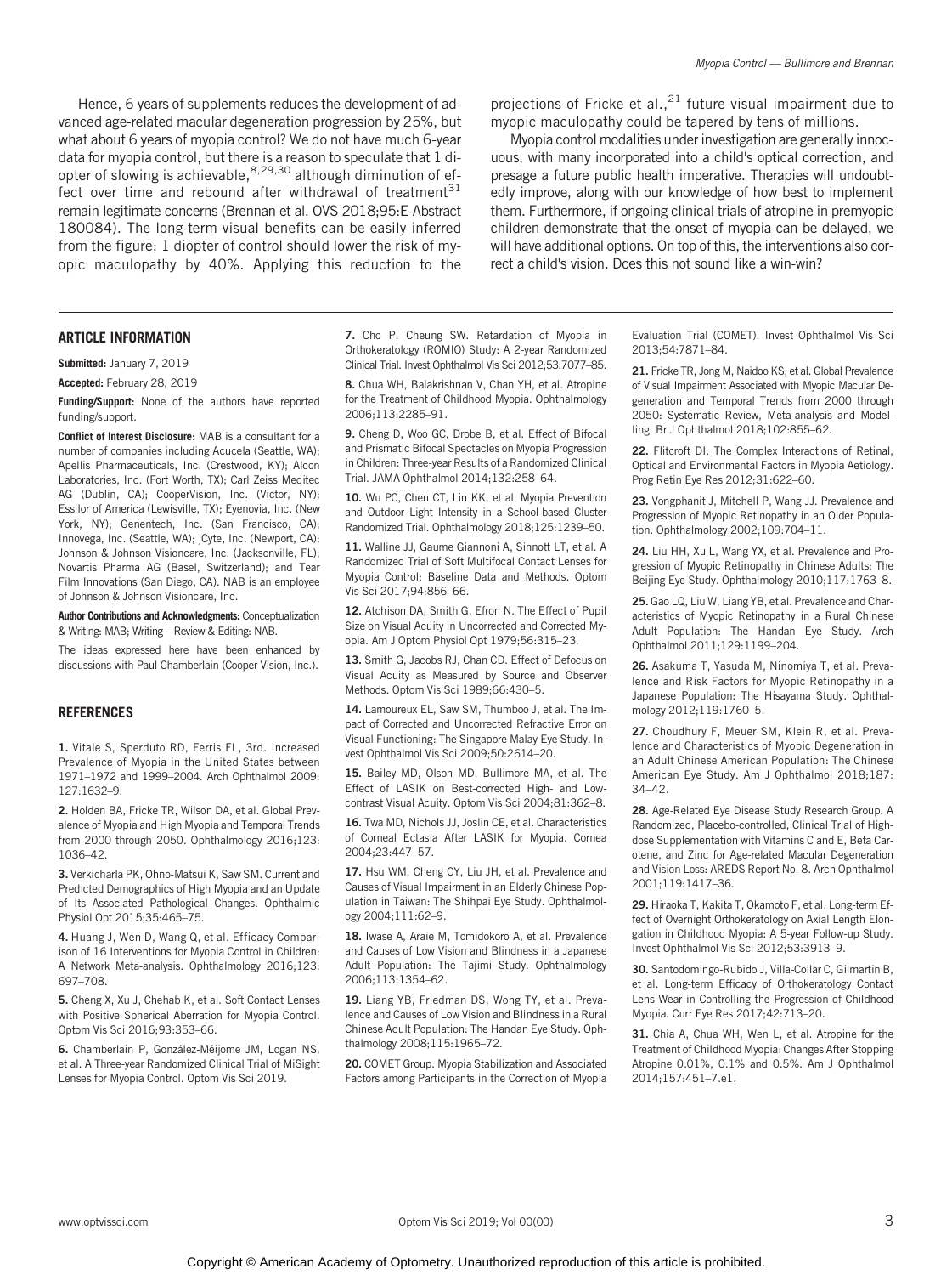Hence, 6 years of supplements reduces the development of advanced age-related macular degeneration progression by 25%, but what about 6 years of myopia control? We do not have much 6-year data for myopia control, but there is a reason to speculate that 1 diopter of slowing is achievable,[8,29,30] although diminution of effect over time and rebound after withdrawal of treatment[31] remain legitimate concerns (Brennan et al. OVS 2018;95:E-Abstract 180084). The long-term visual benefits can be easily inferred from the figure; 1 diopter of control should lower the risk of myopic maculopathy by 40%. Applying this reduction to the projections of Fricke et al.,[21] future visual impairment due to myopic maculopathy could be tapered by tens of millions.

Myopia control modalities under investigation are generally innocuous, with many incorporated into a child's optical correction, and presage a future public health imperative. Therapies will undoubtedly improve, along with our knowledge of how best to implement them. Furthermore, if ongoing clinical trials of atropine in premyopic children demonstrate that the onset of myopia can be delayed, we will have additional options. On top of this, the interventions also correct a child's vision. Does this not sound like a win-win?

## ARTICLE INFORMATION

**Submitted:** January 7, 2019

**Accepted:** February 28, 2019

**Funding/Support:** None of the authors have reported funding/support.

**Conflict of Interest Disclosure:** MAB is a consultant for a number of companies including Acucela (Seattle, WA); Apellis Pharmaceuticals, Inc. (Crestwood, KY); Alcon Laboratories, Inc. (Fort Worth, TX); Carl Zeiss Meditec AG (Dublin, CA); CooperVision, Inc. (Victor, NY); Essilor of America (Lewisville, TX); Eyenovia, Inc. (New York, NY); Genentech, Inc. (San Francisco, CA); Innovega, Inc. (Seattle, WA); jCyte, Inc. (Newport, CA); Johnson & Johnson Visioncare, Inc. (Jacksonville, FL); Novartis Pharma AG (Basel, Switzerland); and Tear Film Innovations (San Diego, CA). NAB is an employee of Johnson & Johnson Visioncare, Inc.

**Author Contributions and Acknowledgments:** Conceptualization & Writing: MAB; Writing – Review & Editing: NAB.

The ideas expressed here have been enhanced by discussions with Paul Chamberlain (Cooper Vision, Inc.).

## REFERENCES

1. Vitale S, Sperduto RD, Ferris FL, 3rd. Increased Prevalence of Myopia in the United States between 1971–1972 and 1999–2004. Arch Ophthalmol 2009; 127:1632–9.

2. Holden BA, Fricke TR, Wilson DA, et al. Global Prevalence of Myopia and High Myopia and Temporal Trends from 2000 through 2050. Ophthalmology 2016;123: 1036–42.

3. Verkicharla PK, Ohno-Matsui K, Saw SM. Current and Predicted Demographics of High Myopia and an Update of Its Associated Pathological Changes. Ophthalmic Physiol Opt 2015;35:465–75.

4. Huang J, Wen D, Wang Q, et al. Efficacy Comparison of 16 Interventions for Myopia Control in Children: A Network Meta-analysis. Ophthalmology 2016;123: 697–708.

5. Cheng X, Xu J, Chehab K, et al. Soft Contact Lenses with Positive Spherical Aberration for Myopia Control. Optom Vis Sci 2016;93:353–66.

6. Chamberlain P, González-Méijome JM, Logan NS, et al. A Three-year Randomized Clinical Trial of MiSight Lenses for Myopia Control. Optom Vis Sci 2019.

7. Cho P, Cheung SW. Retardation of Myopia in Orthokeratology (ROMIO) Study: A 2-year Randomized Clinical Trial. Invest Ophthalmol Vis Sci 2012;53:7077–85.

8. Chua WH, Balakrishnan V, Chan YH, et al. Atropine for the Treatment of Childhood Myopia. Ophthalmology 2006;113:2285–91.

9. Cheng D, Woo GC, Drobe B, et al. Effect of Bifocal and Prismatic Bifocal Spectacles on Myopia Progression in Children: Three-year Results of a Randomized Clinical Trial. JAMA Ophthalmol 2014;132:258–64.

10. Wu PC, Chen CT, Lin KK, et al. Myopia Prevention and Outdoor Light Intensity in a School-based Cluster Randomized Trial. Ophthalmology 2018;125:1239–50.

11. Walline JJ, Gaume Giannoni A, Sinnott LT, et al. A Randomized Trial of Soft Multifocal Contact Lenses for Myopia Control: Baseline Data and Methods. Optom Vis Sci 2017;94:856–66.

12. Atchison DA, Smith G, Efron N. The Effect of Pupil Size on Visual Acuity in Uncorrected and Corrected Myopia. Am J Optom Physiol Opt 1979;56:315–23.

13. Smith G, Jacobs RJ, Chan CD. Effect of Defocus on Visual Acuity as Measured by Source and Observer Methods. Optom Vis Sci 1989;66:430–5.

14. Lamoureux EL, Saw SM, Thumboo J, et al. The Impact of Corrected and Uncorrected Refractive Error on Visual Functioning: The Singapore Malay Eye Study. Invest Ophthalmol Vis Sci 2009;50:2614–20.

15. Bailey MD, Olson MD, Bullimore MA, et al. The Effect of LASIK on Best-corrected High- and Low-contrast Visual Acuity. Optom Vis Sci 2004;81:362–8.

16. Twa MD, Nichols JJ, Joslin CE, et al. Characteristics of Corneal Ectasia After LASIK for Myopia. Cornea 2004;23:447–57.

17. Hsu WM, Cheng CY, Liu JH, et al. Prevalence and Causes of Visual Impairment in an Elderly Chinese Population in Taiwan: The Shihpai Eye Study. Ophthalmology 2004;111:62–9.

18. Iwase A, Araie M, Tomidokoro A, et al. Prevalence and Causes of Low Vision and Blindness in a Japanese Adult Population: The Tajimi Study. Ophthalmology 2006;113:1354–62.

19. Liang YB, Friedman DS, Wong TY, et al. Prevalence and Causes of Low Vision and Blindness in a Rural Chinese Adult Population: The Handan Eye Study. Ophthalmology 2008;115:1965–72.

20. COMET Group. Myopia Stabilization and Associated Factors among Participants in the Correction of Myopia Evaluation Trial (COMET). Invest Ophthalmol Vis Sci 2013;54:7871–84.

21. Fricke TR, Jong M, Naidoo KS, et al. Global Prevalence of Visual Impairment Associated with Myopic Macular Degeneration and Temporal Trends from 2000 through 2050: Systematic Review, Meta-analysis and Modelling. Br J Ophthalmol 2018;102:855–62.

22. Flitcroft DI. The Complex Interactions of Retinal, Optical and Environmental Factors in Myopia Aetiology. Prog Retin Eye Res 2012;31:622–60.

23. Vongphanit J, Mitchell P, Wang JJ. Prevalence and Progression of Myopic Retinopathy in an Older Population. Ophthalmology 2002;109:704–11.

24. Liu HH, Xu L, Wang YX, et al. Prevalence and Progression of Myopic Retinopathy in Chinese Adults: The Beijing Eye Study. Ophthalmology 2010;117:1763–8.

25. Gao LQ, Liu W, Liang YB, et al. Prevalence and Characteristics of Myopic Retinopathy in a Rural Chinese Adult Population: The Handan Eye Study. Arch Ophthalmol 2011;129:1199–204.

26. Asakuma T, Yasuda M, Ninomiya T, et al. Prevalence and Risk Factors for Myopic Retinopathy in a Japanese Population: The Hisayama Study. Ophthalmology 2012;119:1760–5.

27. Choudhury F, Meuer SM, Klein R, et al. Prevalence and Characteristics of Myopic Degeneration in an Adult Chinese American Population: The Chinese American Eye Study. Am J Ophthalmol 2018;187: 34–42.

28. Age-Related Eye Disease Study Research Group. A Randomized, Placebo-controlled, Clinical Trial of High-dose Supplementation with Vitamins C and E, Beta Carotene, and Zinc for Age-related Macular Degeneration and Vision Loss: AREDS Report No. 8. Arch Ophthalmol 2001;119:1417–36.

29. Hiraoka T, Kakita T, Okamoto F, et al. Long-term Effect of Overnight Orthokeratology on Axial Length Elongation in Childhood Myopia: A 5-year Follow-up Study. Invest Ophthalmol Vis Sci 2012;53:3913–9.

30. Santodomingo-Rubido J, Villa-Collar C, Gilmartin B, et al. Long-term Efficacy of Orthokeratology Contact Lens Wear in Controlling the Progression of Childhood Myopia. Curr Eye Res 2017;42:713–20.

31. Chia A, Chua WH, Wen L, et al. Atropine for the Treatment of Childhood Myopia: Changes After Stopping Atropine 0.01%, 0.1% and 0.5%. Am J Ophthalmol 2014;157:451–7.e1.